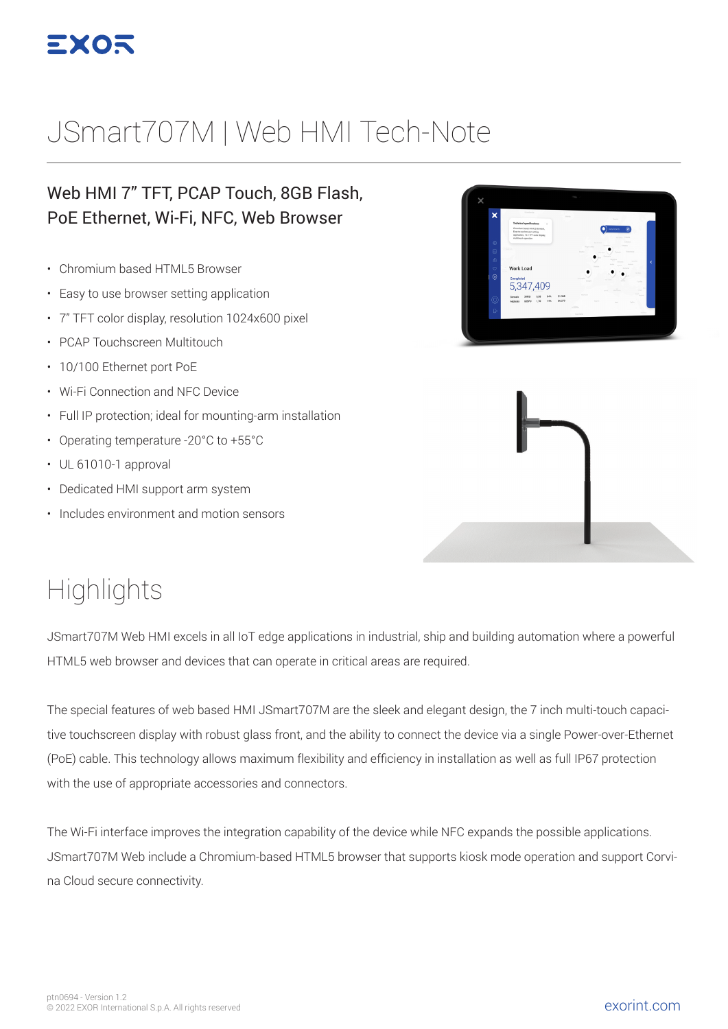# JSmart707M | Web HMI Tech-Note

## Web HMI 7" TFT, PCAP Touch, 8GB Flash, PoE Ethernet, Wi-Fi, NFC, Web Browser

- Chromium based HTML5 Browser
- Easy to use browser setting application
- 7" TFT color display, resolution 1024x600 pixel
- PCAP Touchscreen Multitouch
- 10/100 Ethernet port PoE
- Wi-Fi Connection and NFC Device
- Full IP protection; ideal for mounting-arm installation
- Operating temperature -20°C to +55°C
- UL 61010-1 approval
- Dedicated HMI support arm system
- Includes environment and motion sensors

# Highlights

JSmart707M Web HMI excels in all IoT edge applications in industrial, ship and building automation where a powerful HTML5 web browser and devices that can operate in critical areas are required.

The special features of web based HMI JSmart707M are the sleek and elegant design, the 7 inch multi-touch capacitive touchscreen display with robust glass front, and the ability to connect the device via a single Power-over-Ethernet (PoE) cable. This technology allows maximum flexibility and efficiency in installation as well as full IP67 protection with the use of appropriate accessories and connectors.

The Wi-Fi interface improves the integration capability of the device while NFC expands the possible applications. JSmart707M Web include a Chromium-based HTML5 browser that supports kiosk mode operation and support Corvina Cloud secure connectivity.

ptn0694 - Version 1.2
© 2022 EXOR International S.p.A. All rights reserved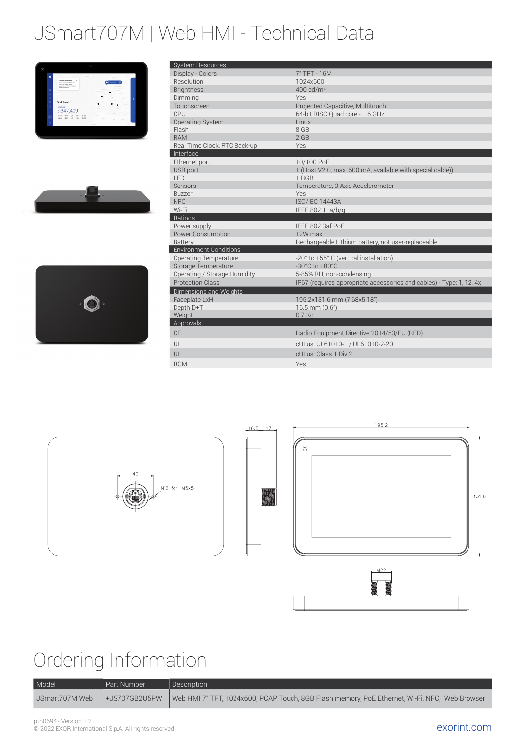# JSmart707M | Web HMI - Technical Data

| | |
|---|---|
| **System Resources** | |
| Display - Colors | 7" TFT - 16M |
| Resolution | 1024x600 |
| Brightness | 400 cd/m² |
| Dimming | Yes |
| Touchscreen | Projected Capacitive, Multitouch |
| CPU | 64-bit RISC Quad core - 1.6 GHz |
| Operating System | Linux |
| Flash | 8 GB |
| RAM | 2 GB |
| Real Time Clock, RTC Back-up | Yes |
| **Interface** | |
| Ethernet port | 10/100 PoE |
| USB port | 1 (Host V2.0, max. 500 mA, available with special cable)) |
| LED | 1 RGB |
| Sensors | Temperature, 3-Axis Accelerometer |
| Buzzer | Yes |
| NFC | ISO/IEC 14443A |
| Wi-Fi | IEEE 802.11a/b/g |
| **Ratings** | |
| Power supply | IEEE 802.3af PoE |
| Power Consumption | 12W max. |
| Battery | Rechargeable Lithium battery, not user-replaceable |
| **Environment Conditions** | |
| Operating Temperature | -20° to +55° C (vertical installation) |
| Storage Temperature | -30°C to +80°C |
| Operating / Storage Humidity | 5-85% RH, non-condensing |
| Protection Class | IP67 (requires appropriate accessories and cables) - Type: 1, 12, 4x |
| **Dimensions and Weights** | |
| Faceplate LxH | 195.2x131.6 mm (7.68x5.18") |
| Depth D+T | 16.5 mm (0.6") |
| Weight | 0.7 Kg |
| **Approvals** | |
| CE | Radio Equipment Directive 2014/53/EU (RED) |
| UL | cULus: UL61010-1 / UL61010-2-201 |
| UL | cULus: Class 1 Div 2 |
| RCM | Yes |

40

N°2 fori M5x5

16.5

17

195.2

131.6

M22

# Ordering Information

| Model | Part Number | Description |
|---|---|---|
| JSmart707M Web | +JS707GB2U5PW | Web HMI 7" TFT, 1024x600, PCAP Touch, 8GB Flash memory, PoE Ethernet, Wi-Fi, NFC, Web Browser |

ptn0694 - Version 1.2
© 2022 EXOR International S.p.A. All rights reserved

exorint.com